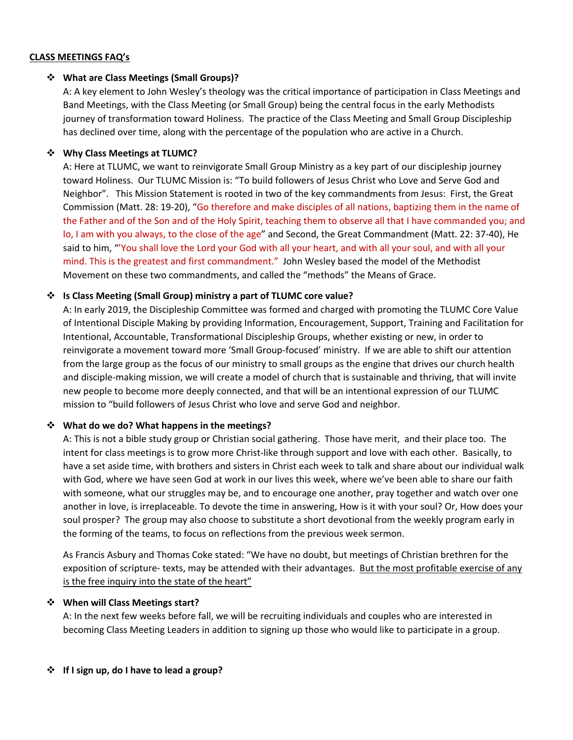**<u>CLASS MEETINGS FAQ's</u>**

- **What are Class Meetings (Small Groups)?**

  A: A key element to John Wesley's theology was the critical importance of participation in Class Meetings and Band Meetings, with the Class Meeting (or Small Group) being the central focus in the early Methodists journey of transformation toward Holiness. The practice of the Class Meeting and Small Group Discipleship has declined over time, along with the percentage of the population who are active in a Church.

- **Why Class Meetings at TLUMC?**

  A: Here at TLUMC, we want to reinvigorate Small Group Ministry as a key part of our discipleship journey toward Holiness. Our TLUMC Mission is: "To build followers of Jesus Christ who Love and Serve God and Neighbor". This Mission Statement is rooted in two of the key commandments from Jesus: First, the Great Commission (Matt. 28: 19-20), "Go therefore and make disciples of all nations, baptizing them in the name of the Father and of the Son and of the Holy Spirit, teaching them to observe all that I have commanded you; and lo, I am with you always, to the close of the age" and Second, the Great Commandment (Matt. 22: 37-40), He said to him, "'You shall love the Lord your God with all your heart, and with all your soul, and with all your mind. This is the greatest and first commandment." John Wesley based the model of the Methodist Movement on these two commandments, and called the "methods" the Means of Grace.

- **Is Class Meeting (Small Group) ministry a part of TLUMC core value?**

  A: In early 2019, the Discipleship Committee was formed and charged with promoting the TLUMC Core Value of Intentional Disciple Making by providing Information, Encouragement, Support, Training and Facilitation for Intentional, Accountable, Transformational Discipleship Groups, whether existing or new, in order to reinvigorate a movement toward more 'Small Group-focused' ministry. If we are able to shift our attention from the large group as the focus of our ministry to small groups as the engine that drives our church health and disciple-making mission, we will create a model of church that is sustainable and thriving, that will invite new people to become more deeply connected, and that will be an intentional expression of our TLUMC mission to "build followers of Jesus Christ who love and serve God and neighbor.

- **What do we do? What happens in the meetings?**

  A: This is not a bible study group or Christian social gathering. Those have merit, and their place too. The intent for class meetings is to grow more Christ-like through support and love with each other. Basically, to have a set aside time, with brothers and sisters in Christ each week to talk and share about our individual walk with God, where we have seen God at work in our lives this week, where we've been able to share our faith with someone, what our struggles may be, and to encourage one another, pray together and watch over one another in love, is irreplaceable. To devote the time in answering, How is it with your soul? Or, How does your soul prosper? The group may also choose to substitute a short devotional from the weekly program early in the forming of the teams, to focus on reflections from the previous week sermon.

  As Francis Asbury and Thomas Coke stated: "We have no doubt, but meetings of Christian brethren for the exposition of scripture- texts, may be attended with their advantages. <u>But the most profitable exercise of any is the free inquiry into the state of the heart"</u>

- **When will Class Meetings start?**

  A: In the next few weeks before fall, we will be recruiting individuals and couples who are interested in becoming Class Meeting Leaders in addition to signing up those who would like to participate in a group.

- **If I sign up, do I have to lead a group?**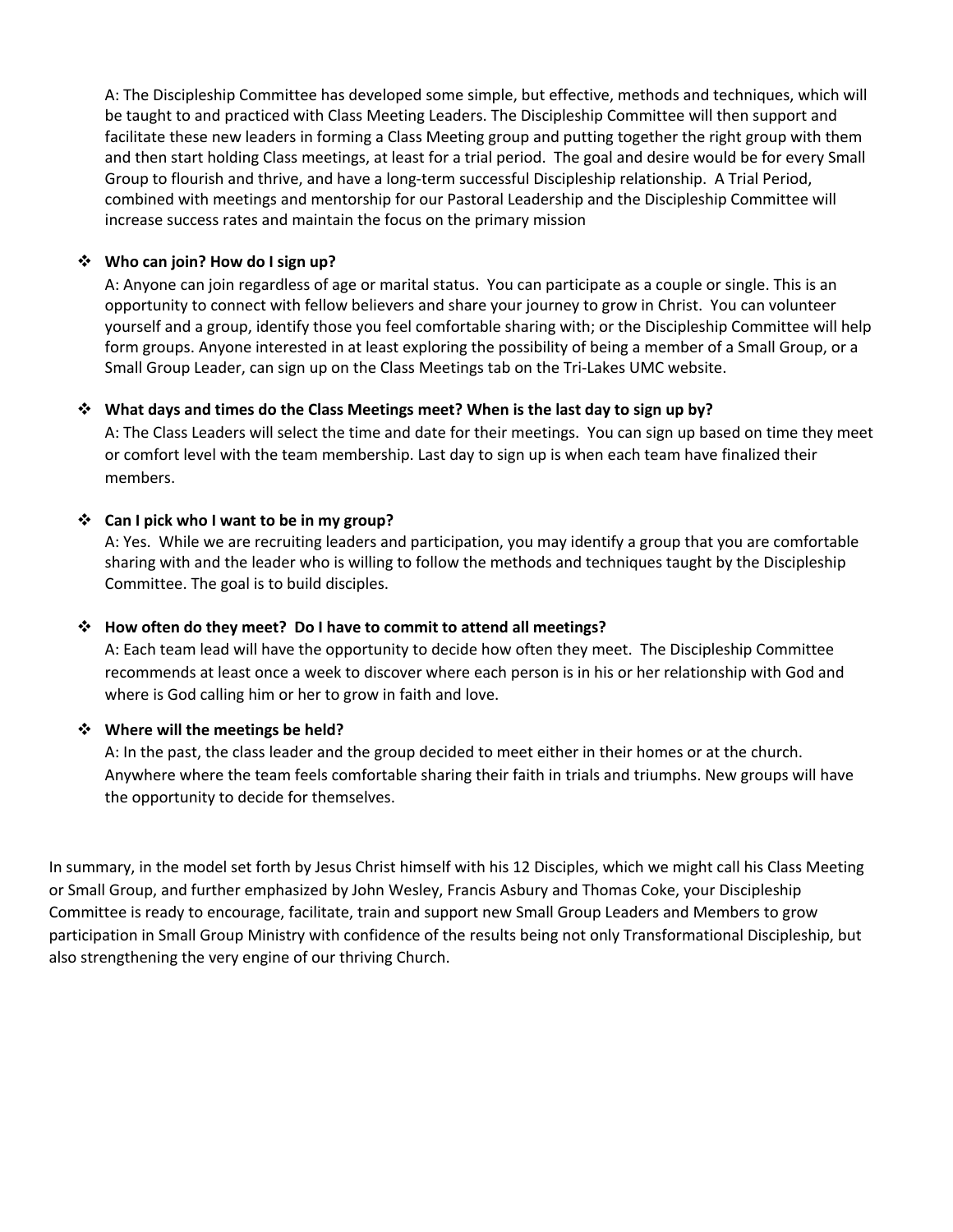A: The Discipleship Committee has developed some simple, but effective, methods and techniques, which will be taught to and practiced with Class Meeting Leaders. The Discipleship Committee will then support and facilitate these new leaders in forming a Class Meeting group and putting together the right group with them and then start holding Class meetings, at least for a trial period. The goal and desire would be for every Small Group to flourish and thrive, and have a long-term successful Discipleship relationship. A Trial Period, combined with meetings and mentorship for our Pastoral Leadership and the Discipleship Committee will increase success rates and maintain the focus on the primary mission

- **Who can join? How do I sign up?**

  A: Anyone can join regardless of age or marital status. You can participate as a couple or single. This is an opportunity to connect with fellow believers and share your journey to grow in Christ. You can volunteer yourself and a group, identify those you feel comfortable sharing with; or the Discipleship Committee will help form groups. Anyone interested in at least exploring the possibility of being a member of a Small Group, or a Small Group Leader, can sign up on the Class Meetings tab on the Tri-Lakes UMC website.

- **What days and times do the Class Meetings meet? When is the last day to sign up by?**

  A: The Class Leaders will select the time and date for their meetings. You can sign up based on time they meet or comfort level with the team membership. Last day to sign up is when each team have finalized their members.

- **Can I pick who I want to be in my group?**

  A: Yes. While we are recruiting leaders and participation, you may identify a group that you are comfortable sharing with and the leader who is willing to follow the methods and techniques taught by the Discipleship Committee. The goal is to build disciples.

- **How often do they meet? Do I have to commit to attend all meetings?**

  A: Each team lead will have the opportunity to decide how often they meet. The Discipleship Committee recommends at least once a week to discover where each person is in his or her relationship with God and where is God calling him or her to grow in faith and love.

- **Where will the meetings be held?**

  A: In the past, the class leader and the group decided to meet either in their homes or at the church. Anywhere where the team feels comfortable sharing their faith in trials and triumphs. New groups will have the opportunity to decide for themselves.

In summary, in the model set forth by Jesus Christ himself with his 12 Disciples, which we might call his Class Meeting or Small Group, and further emphasized by John Wesley, Francis Asbury and Thomas Coke, your Discipleship Committee is ready to encourage, facilitate, train and support new Small Group Leaders and Members to grow participation in Small Group Ministry with confidence of the results being not only Transformational Discipleship, but also strengthening the very engine of our thriving Church.